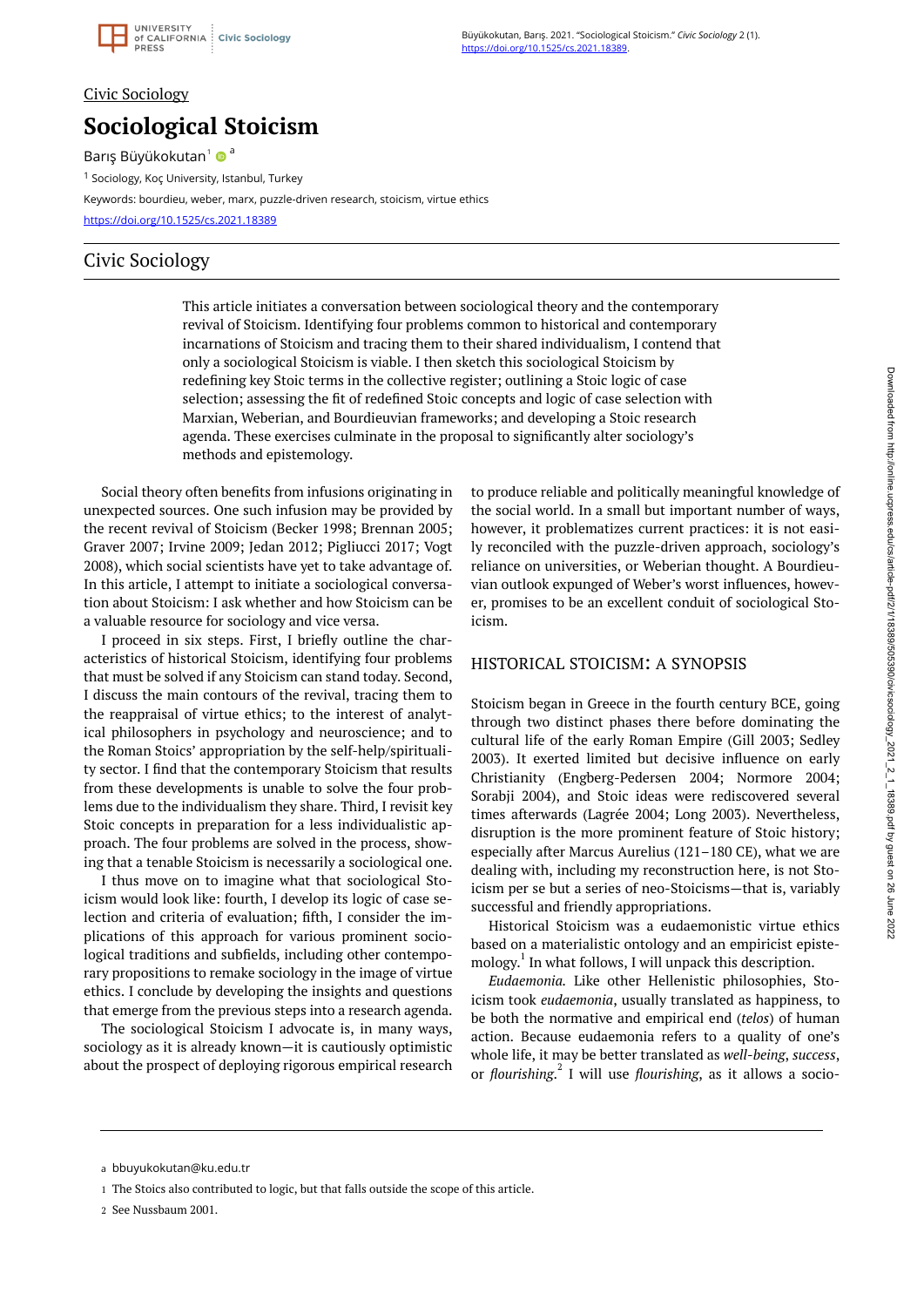Civic Sociology

# Sociological Stoicism

Barış Büyükokutan[1] [a]

[1] Sociology, Koç University, Istanbul, Turkey

Keywords: bourdieu, weber, marx, puzzle-driven research, stoicism, virtue ethics

https://doi.org/10.1525/cs.2021.18389

## Civic Sociology

This article initiates a conversation between sociological theory and the contemporary revival of Stoicism. Identifying four problems common to historical and contemporary incarnations of Stoicism and tracing them to their shared individualism, I contend that only a sociological Stoicism is viable. I then sketch this sociological Stoicism by redefining key Stoic terms in the collective register; outlining a Stoic logic of case selection; assessing the fit of redefined Stoic concepts and logic of case selection with Marxian, Weberian, and Bourdieuvian frameworks; and developing a Stoic research agenda. These exercises culminate in the proposal to significantly alter sociology's methods and epistemology.

Social theory often benefits from infusions originating in unexpected sources. One such infusion may be provided by the recent revival of Stoicism (Becker 1998; Brennan 2005; Graver 2007; Irvine 2009; Jedan 2012; Pigliucci 2017; Vogt 2008), which social scientists have yet to take advantage of. In this article, I attempt to initiate a sociological conversation about Stoicism: I ask whether and how Stoicism can be a valuable resource for sociology and vice versa.

I proceed in six steps. First, I briefly outline the characteristics of historical Stoicism, identifying four problems that must be solved if any Stoicism can stand today. Second, I discuss the main contours of the revival, tracing them to the reappraisal of virtue ethics; to the interest of analytical philosophers in psychology and neuroscience; and to the Roman Stoics' appropriation by the self-help/spirituality sector. I find that the contemporary Stoicism that results from these developments is unable to solve the four problems due to the individualism they share. Third, I revisit key Stoic concepts in preparation for a less individualistic approach. The four problems are solved in the process, showing that a tenable Stoicism is necessarily a sociological one.

I thus move on to imagine what that sociological Stoicism would look like: fourth, I develop its logic of case selection and criteria of evaluation; fifth, I consider the implications of this approach for various prominent sociological traditions and subfields, including other contemporary propositions to remake sociology in the image of virtue ethics. I conclude by developing the insights and questions that emerge from the previous steps into a research agenda.

The sociological Stoicism I advocate is, in many ways, sociology as it is already known—it is cautiously optimistic about the prospect of deploying rigorous empirical research to produce reliable and politically meaningful knowledge of the social world. In a small but important number of ways, however, it problematizes current practices: it is not easily reconciled with the puzzle-driven approach, sociology's reliance on universities, or Weberian thought. A Bourdieuvian outlook expunged of Weber's worst influences, however, promises to be an excellent conduit of sociological Stoicism.

## HISTORICAL STOICISM: A SYNOPSIS

Stoicism began in Greece in the fourth century BCE, going through two distinct phases there before dominating the cultural life of the early Roman Empire (Gill 2003; Sedley 2003). It exerted limited but decisive influence on early Christianity (Engberg-Pedersen 2004; Normore 2004; Sorabji 2004), and Stoic ideas were rediscovered several times afterwards (Lagrée 2004; Long 2003). Nevertheless, disruption is the more prominent feature of Stoic history; especially after Marcus Aurelius (121–180 CE), what we are dealing with, including my reconstruction here, is not Stoicism per se but a series of neo-Stoicisms—that is, variably successful and friendly appropriations.

Historical Stoicism was a eudaemonistic virtue ethics based on a materialistic ontology and an empiricist epistemology.[1] In what follows, I will unpack this description.

*Eudaemonia.* Like other Hellenistic philosophies, Stoicism took *eudaemonia*, usually translated as happiness, to be both the normative and empirical end (*telos*) of human action. Because eudaemonia refers to a quality of one's whole life, it may be better translated as *well-being*, *success*, or *flourishing*.[2] I will use *flourishing*, as it allows a socio-

---

a bbuyukokutan@ku.edu.tr

1 The Stoics also contributed to logic, but that falls outside the scope of this article.

2 See Nussbaum 2001.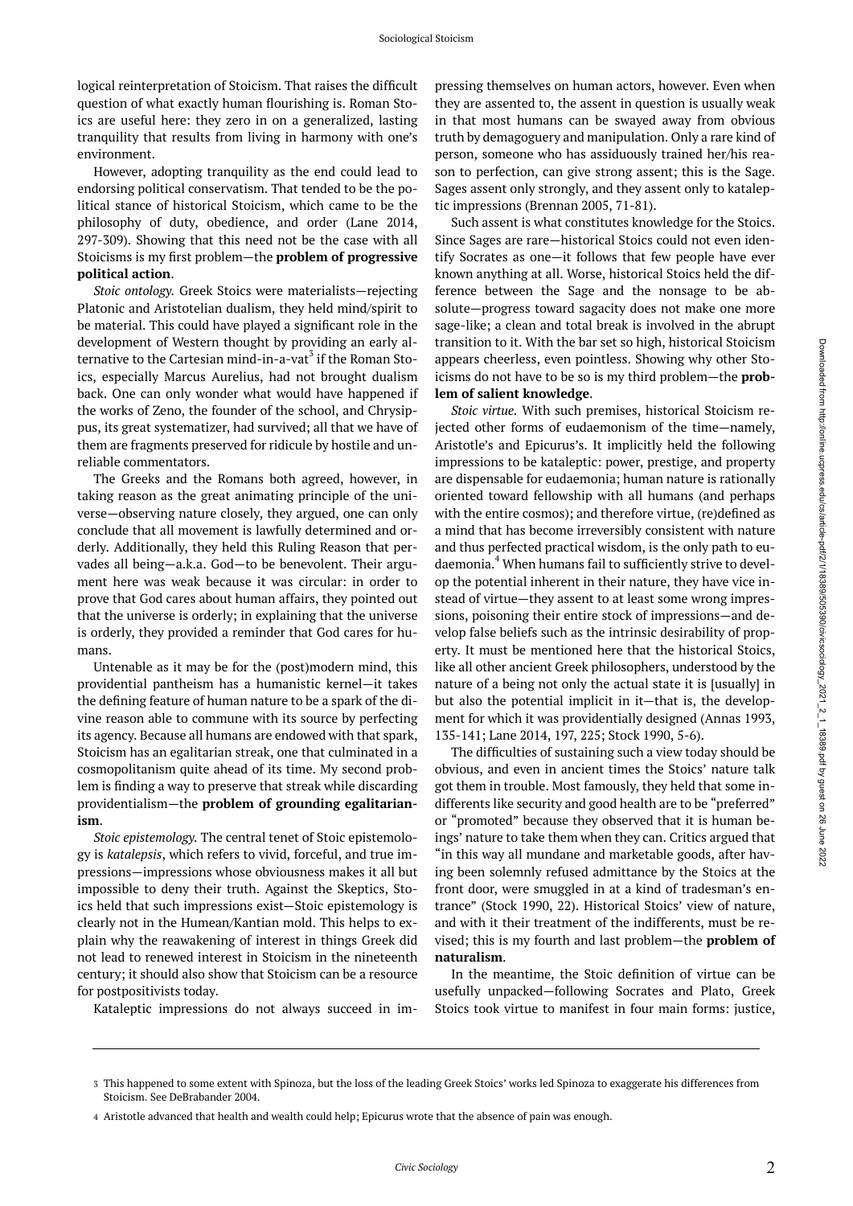logical reinterpretation of Stoicism. That raises the difficult question of what exactly human flourishing is. Roman Stoics are useful here: they zero in on a generalized, lasting tranquility that results from living in harmony with one's environment.

However, adopting tranquility as the end could lead to endorsing political conservatism. That tended to be the political stance of historical Stoicism, which came to be the philosophy of duty, obedience, and order (Lane 2014, 297-309). Showing that this need not be the case with all Stoicisms is my first problem—the **problem of progressive political action**.

*Stoic ontology.* Greek Stoics were materialists—rejecting Platonic and Aristotelian dualism, they held mind/spirit to be material. This could have played a significant role in the development of Western thought by providing an early alternative to the Cartesian mind-in-a-vat[3] if the Roman Stoics, especially Marcus Aurelius, had not brought dualism back. One can only wonder what would have happened if the works of Zeno, the founder of the school, and Chrysippus, its great systematizer, had survived; all that we have of them are fragments preserved for ridicule by hostile and unreliable commentators.

The Greeks and the Romans both agreed, however, in taking reason as the great animating principle of the universe—observing nature closely, they argued, one can only conclude that all movement is lawfully determined and orderly. Additionally, they held this Ruling Reason that pervades all being—a.k.a. God—to be benevolent. Their argument here was weak because it was circular: in order to prove that God cares about human affairs, they pointed out that the universe is orderly; in explaining that the universe is orderly, they provided a reminder that God cares for humans.

Untenable as it may be for the (post)modern mind, this providential pantheism has a humanistic kernel—it takes the defining feature of human nature to be a spark of the divine reason able to commune with its source by perfecting its agency. Because all humans are endowed with that spark, Stoicism has an egalitarian streak, one that culminated in a cosmopolitanism quite ahead of its time. My second problem is finding a way to preserve that streak while discarding providentialism—the **problem of grounding egalitarianism**.

*Stoic epistemology.* The central tenet of Stoic epistemology is *katalepsis*, which refers to vivid, forceful, and true impressions—impressions whose obviousness makes it all but impossible to deny their truth. Against the Skeptics, Stoics held that such impressions exist—Stoic epistemology is clearly not in the Humean/Kantian mold. This helps to explain why the reawakening of interest in things Greek did not lead to renewed interest in Stoicism in the nineteenth century; it should also show that Stoicism can be a resource for postpositivists today.

Kataleptic impressions do not always succeed in impressing themselves on human actors, however. Even when they are assented to, the assent in question is usually weak in that most humans can be swayed away from obvious truth by demagoguery and manipulation. Only a rare kind of person, someone who has assiduously trained her/his reason to perfection, can give strong assent; this is the Sage. Sages assent only strongly, and they assent only to kataleptic impressions (Brennan 2005, 71-81).

Such assent is what constitutes knowledge for the Stoics. Since Sages are rare—historical Stoics could not even identify Socrates as one—it follows that few people have ever known anything at all. Worse, historical Stoics held the difference between the Sage and the nonsage to be absolute—progress toward sagacity does not make one more sage-like; a clean and total break is involved in the abrupt transition to it. With the bar set so high, historical Stoicism appears cheerless, even pointless. Showing why other Stoicisms do not have to be so is my third problem—the **problem of salient knowledge**.

*Stoic virtue.* With such premises, historical Stoicism rejected other forms of eudaemonism of the time—namely, Aristotle's and Epicurus's. It implicitly held the following impressions to be kataleptic: power, prestige, and property are dispensable for eudaemonia; human nature is rationally oriented toward fellowship with all humans (and perhaps with the entire cosmos); and therefore virtue, (re)defined as a mind that has become irreversibly consistent with nature and thus perfected practical wisdom, is the only path to eudaemonia.[4] When humans fail to sufficiently strive to develop the potential inherent in their nature, they have vice instead of virtue—they assent to at least some wrong impressions, poisoning their entire stock of impressions—and develop false beliefs such as the intrinsic desirability of property. It must be mentioned here that the historical Stoics, like all other ancient Greek philosophers, understood by the nature of a being not only the actual state it is [usually] in but also the potential implicit in it—that is, the development for which it was providentially designed (Annas 1993, 135-141; Lane 2014, 197, 225; Stock 1990, 5-6).

The difficulties of sustaining such a view today should be obvious, and even in ancient times the Stoics' nature talk got them in trouble. Most famously, they held that some indifferents like security and good health are to be "preferred" or "promoted" because they observed that it is human beings' nature to take them when they can. Critics argued that "in this way all mundane and marketable goods, after having been solemnly refused admittance by the Stoics at the front door, were smuggled in at a kind of tradesman's entrance" (Stock 1990, 22). Historical Stoics' view of nature, and with it their treatment of the indifferents, must be revised; this is my fourth and last problem—the **problem of naturalism**.

In the meantime, the Stoic definition of virtue can be usefully unpacked—following Socrates and Plato, Greek Stoics took virtue to manifest in four main forms: justice,

---

3 This happened to some extent with Spinoza, but the loss of the leading Greek Stoics' works led Spinoza to exaggerate his differences from Stoicism. See DeBrabander 2004.

4 Aristotle advanced that health and wealth could help; Epicurus wrote that the absence of pain was enough.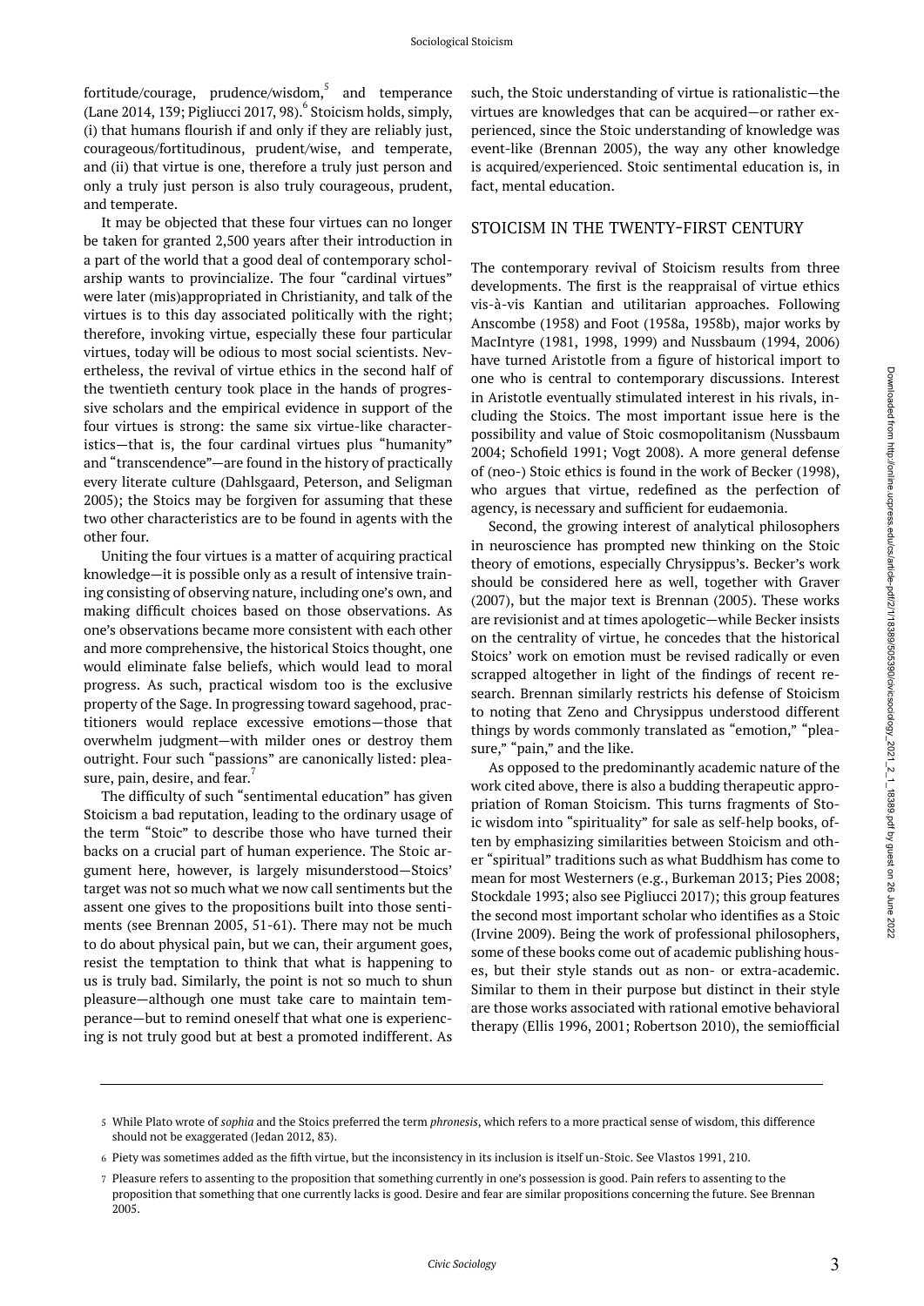fortitude/courage, prudence/wisdom,[5] and temperance (Lane 2014, 139; Pigliucci 2017, 98).[6] Stoicism holds, simply, (i) that humans flourish if and only if they are reliably just, courageous/fortitudinous, prudent/wise, and temperate, and (ii) that virtue is one, therefore a truly just person and only a truly just person is also truly courageous, prudent, and temperate.

It may be objected that these four virtues can no longer be taken for granted 2,500 years after their introduction in a part of the world that a good deal of contemporary scholarship wants to provincialize. The four "cardinal virtues" were later (mis)appropriated in Christianity, and talk of the virtues is to this day associated politically with the right; therefore, invoking virtue, especially these four particular virtues, today will be odious to most social scientists. Nevertheless, the revival of virtue ethics in the second half of the twentieth century took place in the hands of progressive scholars and the empirical evidence in support of the four virtues is strong: the same six virtue-like characteristics—that is, the four cardinal virtues plus "humanity" and "transcendence"—are found in the history of practically every literate culture (Dahlsgaard, Peterson, and Seligman 2005); the Stoics may be forgiven for assuming that these two other characteristics are to be found in agents with the other four.

Uniting the four virtues is a matter of acquiring practical knowledge—it is possible only as a result of intensive training consisting of observing nature, including one's own, and making difficult choices based on those observations. As one's observations became more consistent with each other and more comprehensive, the historical Stoics thought, one would eliminate false beliefs, which would lead to moral progress. As such, practical wisdom too is the exclusive property of the Sage. In progressing toward sagehood, practitioners would replace excessive emotions—those that overwhelm judgment—with milder ones or destroy them outright. Four such "passions" are canonically listed: pleasure, pain, desire, and fear.[7]

The difficulty of such "sentimental education" has given Stoicism a bad reputation, leading to the ordinary usage of the term "Stoic" to describe those who have turned their backs on a crucial part of human experience. The Stoic argument here, however, is largely misunderstood—Stoics' target was not so much what we now call sentiments but the assent one gives to the propositions built into those sentiments (see Brennan 2005, 51-61). There may not be much to do about physical pain, but we can, their argument goes, resist the temptation to think that what is happening to us is truly bad. Similarly, the point is not so much to shun pleasure—although one must take care to maintain temperance—but to remind oneself that what one is experiencing is not truly good but at best a promoted indifferent. As such, the Stoic understanding of virtue is rationalistic—the virtues are knowledges that can be acquired—or rather experienced, since the Stoic understanding of knowledge was event-like (Brennan 2005), the way any other knowledge is acquired/experienced. Stoic sentimental education is, in fact, mental education.

## STOICISM IN THE TWENTY-FIRST CENTURY

The contemporary revival of Stoicism results from three developments. The first is the reappraisal of virtue ethics vis-à-vis Kantian and utilitarian approaches. Following Anscombe (1958) and Foot (1958a, 1958b), major works by MacIntyre (1981, 1998, 1999) and Nussbaum (1994, 2006) have turned Aristotle from a figure of historical import to one who is central to contemporary discussions. Interest in Aristotle eventually stimulated interest in his rivals, including the Stoics. The most important issue here is the possibility and value of Stoic cosmopolitanism (Nussbaum 2004; Schofield 1991; Vogt 2008). A more general defense of (neo-) Stoic ethics is found in the work of Becker (1998), who argues that virtue, redefined as the perfection of agency, is necessary and sufficient for eudaemonia.

Second, the growing interest of analytical philosophers in neuroscience has prompted new thinking on the Stoic theory of emotions, especially Chrysippus's. Becker's work should be considered here as well, together with Graver (2007), but the major text is Brennan (2005). These works are revisionist and at times apologetic—while Becker insists on the centrality of virtue, he concedes that the historical Stoics' work on emotion must be revised radically or even scrapped altogether in light of the findings of recent research. Brennan similarly restricts his defense of Stoicism to noting that Zeno and Chrysippus understood different things by words commonly translated as "emotion," "pleasure," "pain," and the like.

As opposed to the predominantly academic nature of the work cited above, there is also a budding therapeutic appropriation of Roman Stoicism. This turns fragments of Stoic wisdom into "spirituality" for sale as self-help books, often by emphasizing similarities between Stoicism and other "spiritual" traditions such as what Buddhism has come to mean for most Westerners (e.g., Burkeman 2013; Pies 2008; Stockdale 1993; also see Pigliucci 2017); this group features the second most important scholar who identifies as a Stoic (Irvine 2009). Being the work of professional philosophers, some of these books come out of academic publishing houses, but their style stands out as non- or extra-academic. Similar to them in their purpose but distinct in their style are those works associated with rational emotive behavioral therapy (Ellis 1996, 2001; Robertson 2010), the semiofficial

---

5 While Plato wrote of *sophia* and the Stoics preferred the term *phronesis*, which refers to a more practical sense of wisdom, this difference should not be exaggerated (Jedan 2012, 83).

6 Piety was sometimes added as the fifth virtue, but the inconsistency in its inclusion is itself un-Stoic. See Vlastos 1991, 210.

7 Pleasure refers to assenting to the proposition that something currently in one's possession is good. Pain refers to assenting to the proposition that something that one currently lacks is good. Desire and fear are similar propositions concerning the future. See Brennan 2005.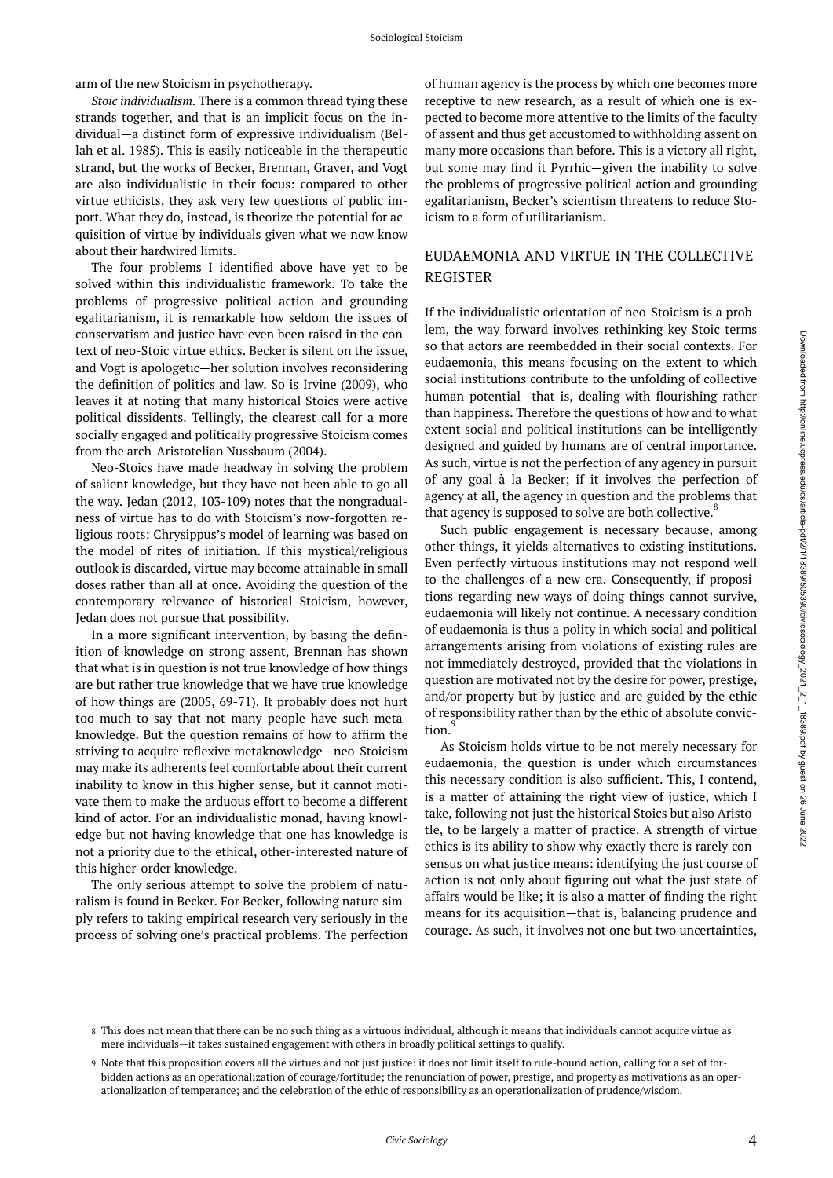arm of the new Stoicism in psychotherapy.

*Stoic individualism*. There is a common thread tying these strands together, and that is an implicit focus on the individual—a distinct form of expressive individualism (Bellah et al. 1985). This is easily noticeable in the therapeutic strand, but the works of Becker, Brennan, Graver, and Vogt are also individualistic in their focus: compared to other virtue ethicists, they ask very few questions of public import. What they do, instead, is theorize the potential for acquisition of virtue by individuals given what we now know about their hardwired limits.

The four problems I identified above have yet to be solved within this individualistic framework. To take the problems of progressive political action and grounding egalitarianism, it is remarkable how seldom the issues of conservatism and justice have even been raised in the context of neo-Stoic virtue ethics. Becker is silent on the issue, and Vogt is apologetic—her solution involves reconsidering the definition of politics and law. So is Irvine (2009), who leaves it at noting that many historical Stoics were active political dissidents. Tellingly, the clearest call for a more socially engaged and politically progressive Stoicism comes from the arch-Aristotelian Nussbaum (2004).

Neo-Stoics have made headway in solving the problem of salient knowledge, but they have not been able to go all the way. Jedan (2012, 103-109) notes that the nongradualness of virtue has to do with Stoicism's now-forgotten religious roots: Chrysippus's model of learning was based on the model of rites of initiation. If this mystical/religious outlook is discarded, virtue may become attainable in small doses rather than all at once. Avoiding the question of the contemporary relevance of historical Stoicism, however, Jedan does not pursue that possibility.

In a more significant intervention, by basing the definition of knowledge on strong assent, Brennan has shown that what is in question is not true knowledge of how things are but rather true knowledge that we have true knowledge of how things are (2005, 69-71). It probably does not hurt too much to say that not many people have such metaknowledge. But the question remains of how to affirm the striving to acquire reflexive metaknowledge—neo-Stoicism may make its adherents feel comfortable about their current inability to know in this higher sense, but it cannot motivate them to make the arduous effort to become a different kind of actor. For an individualistic monad, having knowledge but not having knowledge that one has knowledge is not a priority due to the ethical, other-interested nature of this higher-order knowledge.

The only serious attempt to solve the problem of naturalism is found in Becker. For Becker, following nature simply refers to taking empirical research very seriously in the process of solving one's practical problems. The perfection of human agency is the process by which one becomes more receptive to new research, as a result of which one is expected to become more attentive to the limits of the faculty of assent and thus get accustomed to withholding assent on many more occasions than before. This is a victory all right, but some may find it Pyrrhic—given the inability to solve the problems of progressive political action and grounding egalitarianism, Becker's scientism threatens to reduce Stoicism to a form of utilitarianism.

## EUDAEMONIA AND VIRTUE IN THE COLLECTIVE REGISTER

If the individualistic orientation of neo-Stoicism is a problem, the way forward involves rethinking key Stoic terms so that actors are reembedded in their social contexts. For eudaemonia, this means focusing on the extent to which social institutions contribute to the unfolding of collective human potential—that is, dealing with flourishing rather than happiness. Therefore the questions of how and to what extent social and political institutions can be intelligently designed and guided by humans are of central importance. As such, virtue is not the perfection of any agency in pursuit of any goal à la Becker; if it involves the perfection of agency at all, the agency in question and the problems that that agency is supposed to solve are both collective.[8]

Such public engagement is necessary because, among other things, it yields alternatives to existing institutions. Even perfectly virtuous institutions may not respond well to the challenges of a new era. Consequently, if propositions regarding new ways of doing things cannot survive, eudaemonia will likely not continue. A necessary condition of eudaemonia is thus a polity in which social and political arrangements arising from violations of existing rules are not immediately destroyed, provided that the violations in question are motivated not by the desire for power, prestige, and/or property but by justice and are guided by the ethic of responsibility rather than by the ethic of absolute conviction.[9]

As Stoicism holds virtue to be not merely necessary for eudaemonia, the question is under which circumstances this necessary condition is also sufficient. This, I contend, is a matter of attaining the right view of justice, which I take, following not just the historical Stoics but also Aristotle, to be largely a matter of practice. A strength of virtue ethics is its ability to show why exactly there is rarely consensus on what justice means: identifying the just course of action is not only about figuring out what the just state of affairs would be like; it is also a matter of finding the right means for its acquisition—that is, balancing prudence and courage. As such, it involves not one but two uncertainties,

---

8 This does not mean that there can be no such thing as a virtuous individual, although it means that individuals cannot acquire virtue as mere individuals—it takes sustained engagement with others in broadly political settings to qualify.

9 Note that this proposition covers all the virtues and not just justice: it does not limit itself to rule-bound action, calling for a set of forbidden actions as an operationalization of courage/fortitude; the renunciation of power, prestige, and property as motivations as an operationalization of temperance; and the celebration of the ethic of responsibility as an operationalization of prudence/wisdom.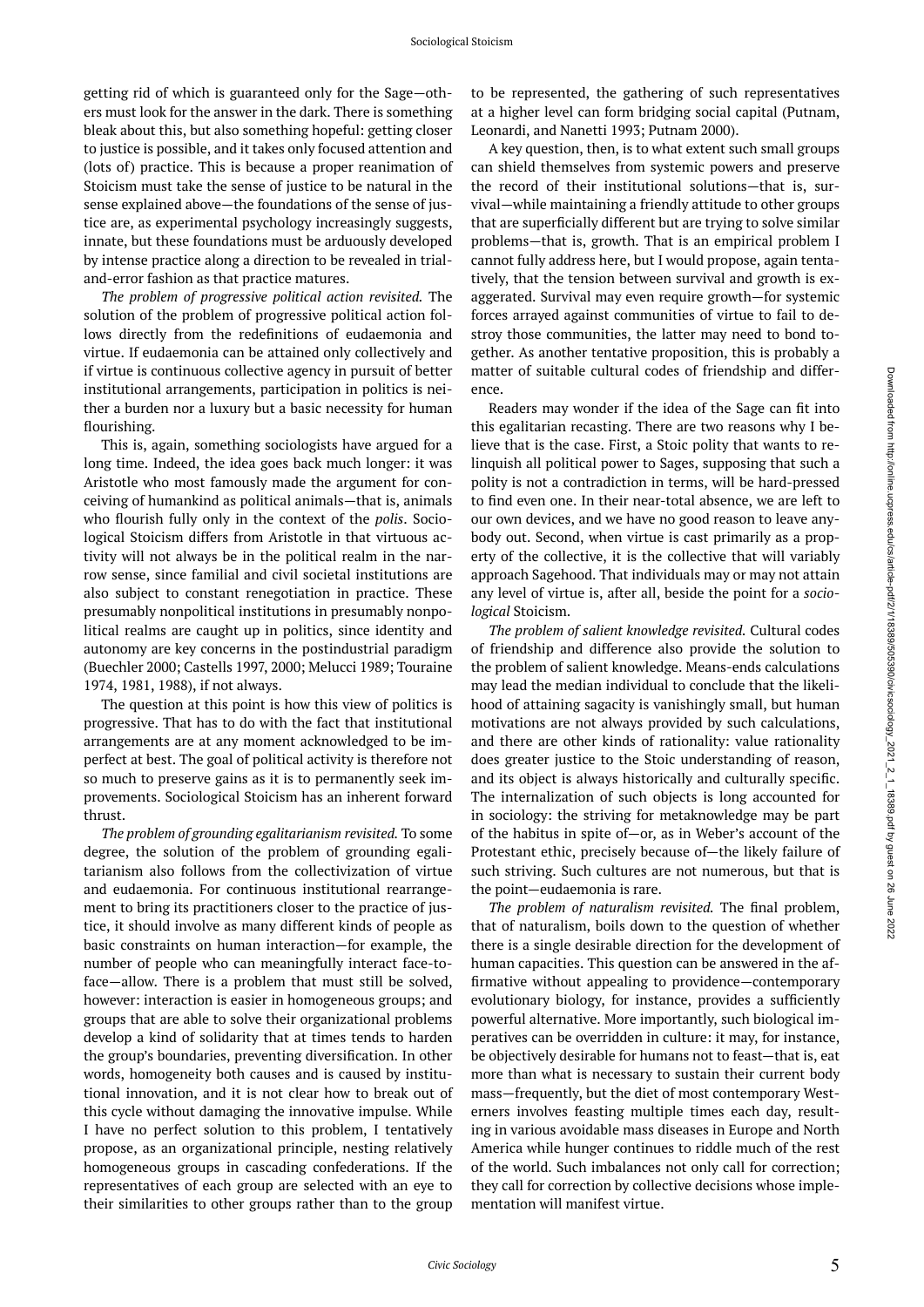getting rid of which is guaranteed only for the Sage—others must look for the answer in the dark. There is something bleak about this, but also something hopeful: getting closer to justice is possible, and it takes only focused attention and (lots of) practice. This is because a proper reanimation of Stoicism must take the sense of justice to be natural in the sense explained above—the foundations of the sense of justice are, as experimental psychology increasingly suggests, innate, but these foundations must be arduously developed by intense practice along a direction to be revealed in trial-and-error fashion as that practice matures.

*The problem of progressive political action revisited.* The solution of the problem of progressive political action follows directly from the redefinitions of eudaemonia and virtue. If eudaemonia can be attained only collectively and if virtue is continuous collective agency in pursuit of better institutional arrangements, participation in politics is neither a burden nor a luxury but a basic necessity for human flourishing.

This is, again, something sociologists have argued for a long time. Indeed, the idea goes back much longer: it was Aristotle who most famously made the argument for conceiving of humankind as political animals—that is, animals who flourish fully only in the context of the *polis*. Sociological Stoicism differs from Aristotle in that virtuous activity will not always be in the political realm in the narrow sense, since familial and civil societal institutions are also subject to constant renegotiation in practice. These presumably nonpolitical institutions in presumably nonpolitical realms are caught up in politics, since identity and autonomy are key concerns in the postindustrial paradigm (Buechler 2000; Castells 1997, 2000; Melucci 1989; Touraine 1974, 1981, 1988), if not always.

The question at this point is how this view of politics is progressive. That has to do with the fact that institutional arrangements are at any moment acknowledged to be imperfect at best. The goal of political activity is therefore not so much to preserve gains as it is to permanently seek improvements. Sociological Stoicism has an inherent forward thrust.

*The problem of grounding egalitarianism revisited.* To some degree, the solution of the problem of grounding egalitarianism also follows from the collectivization of virtue and eudaemonia. For continuous institutional rearrangement to bring its practitioners closer to the practice of justice, it should involve as many different kinds of people as basic constraints on human interaction—for example, the number of people who can meaningfully interact face-to-face—allow. There is a problem that must still be solved, however: interaction is easier in homogeneous groups; and groups that are able to solve their organizational problems develop a kind of solidarity that at times tends to harden the group's boundaries, preventing diversification. In other words, homogeneity both causes and is caused by institutional innovation, and it is not clear how to break out of this cycle without damaging the innovative impulse. While I have no perfect solution to this problem, I tentatively propose, as an organizational principle, nesting relatively homogeneous groups in cascading confederations. If the representatives of each group are selected with an eye to their similarities to other groups rather than to the group to be represented, the gathering of such representatives at a higher level can form bridging social capital (Putnam, Leonardi, and Nanetti 1993; Putnam 2000).

A key question, then, is to what extent such small groups can shield themselves from systemic powers and preserve the record of their institutional solutions—that is, survival—while maintaining a friendly attitude to other groups that are superficially different but are trying to solve similar problems—that is, growth. That is an empirical problem I cannot fully address here, but I would propose, again tentatively, that the tension between survival and growth is exaggerated. Survival may even require growth—for systemic forces arrayed against communities of virtue to fail to destroy those communities, the latter may need to bond together. As another tentative proposition, this is probably a matter of suitable cultural codes of friendship and difference.

Readers may wonder if the idea of the Sage can fit into this egalitarian recasting. There are two reasons why I believe that is the case. First, a Stoic polity that wants to relinquish all political power to Sages, supposing that such a polity is not a contradiction in terms, will be hard-pressed to find even one. In their near-total absence, we are left to our own devices, and we have no good reason to leave anybody out. Second, when virtue is cast primarily as a property of the collective, it is the collective that will variably approach Sagehood. That individuals may or may not attain any level of virtue is, after all, beside the point for a *sociological* Stoicism.

*The problem of salient knowledge revisited.* Cultural codes of friendship and difference also provide the solution to the problem of salient knowledge. Means-ends calculations may lead the median individual to conclude that the likelihood of attaining sagacity is vanishingly small, but human motivations are not always provided by such calculations, and there are other kinds of rationality: value rationality does greater justice to the Stoic understanding of reason, and its object is always historically and culturally specific. The internalization of such objects is long accounted for in sociology: the striving for metaknowledge may be part of the habitus in spite of—or, as in Weber's account of the Protestant ethic, precisely because of—the likely failure of such striving. Such cultures are not numerous, but that is the point—eudaemonia is rare.

*The problem of naturalism revisited.* The final problem, that of naturalism, boils down to the question of whether there is a single desirable direction for the development of human capacities. This question can be answered in the affirmative without appealing to providence—contemporary evolutionary biology, for instance, provides a sufficiently powerful alternative. More importantly, such biological imperatives can be overridden in culture: it may, for instance, be objectively desirable for humans not to feast—that is, eat more than what is necessary to sustain their current body mass—frequently, but the diet of most contemporary Westerners involves feasting multiple times each day, resulting in various avoidable mass diseases in Europe and North America while hunger continues to riddle much of the rest of the world. Such imbalances not only call for correction; they call for correction by collective decisions whose implementation will manifest virtue.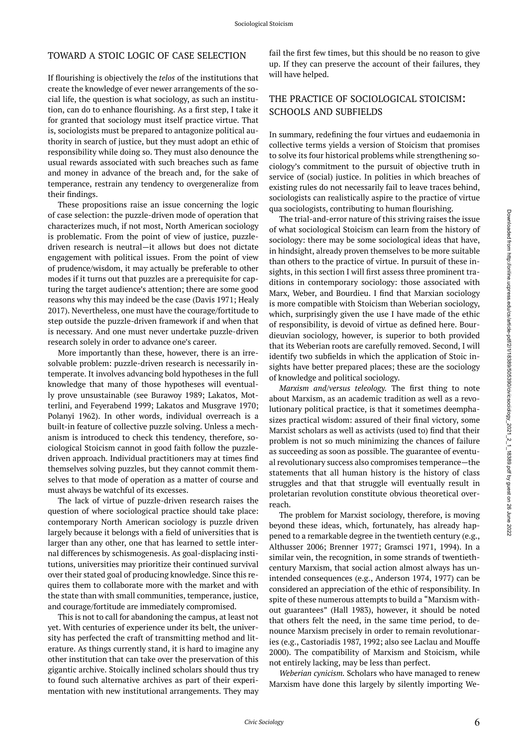## TOWARD A STOIC LOGIC OF CASE SELECTION

If flourishing is objectively the *telos* of the institutions that create the knowledge of ever newer arrangements of the social life, the question is what sociology, as such an institution, can do to enhance flourishing. As a first step, I take it for granted that sociology must itself practice virtue. That is, sociologists must be prepared to antagonize political authority in search of justice, but they must adopt an ethic of responsibility while doing so. They must also denounce the usual rewards associated with such breaches such as fame and money in advance of the breach and, for the sake of temperance, restrain any tendency to overgeneralize from their findings.

These propositions raise an issue concerning the logic of case selection: the puzzle-driven mode of operation that characterizes much, if not most, North American sociology is problematic. From the point of view of justice, puzzle-driven research is neutral—it allows but does not dictate engagement with political issues. From the point of view of prudence/wisdom, it may actually be preferable to other modes if it turns out that puzzles are a prerequisite for capturing the target audience's attention; there are some good reasons why this may indeed be the case (Davis 1971; Healy 2017). Nevertheless, one must have the courage/fortitude to step outside the puzzle-driven framework if and when that is necessary. And one must never undertake puzzle-driven research solely in order to advance one's career.

More importantly than these, however, there is an irresolvable problem: puzzle-driven research is necessarily intemperate. It involves advancing bold hypotheses in the full knowledge that many of those hypotheses will eventually prove unsustainable (see Burawoy 1989; Lakatos, Motterlini, and Feyerabend 1999; Lakatos and Musgrave 1970; Polanyi 1962). In other words, individual overreach is a built-in feature of collective puzzle solving. Unless a mechanism is introduced to check this tendency, therefore, sociological Stoicism cannot in good faith follow the puzzle-driven approach. Individual practitioners may at times find themselves solving puzzles, but they cannot commit themselves to that mode of operation as a matter of course and must always be watchful of its excesses.

The lack of virtue of puzzle-driven research raises the question of where sociological practice should take place: contemporary North American sociology is puzzle driven largely because it belongs with a field of universities that is larger than any other, one that has learned to settle internal differences by schismogenesis. As goal-displacing institutions, universities may prioritize their continued survival over their stated goal of producing knowledge. Since this requires them to collaborate more with the market and with the state than with small communities, temperance, justice, and courage/fortitude are immediately compromised.

This is not to call for abandoning the campus, at least not yet. With centuries of experience under its belt, the university has perfected the craft of transmitting method and literature. As things currently stand, it is hard to imagine any other institution that can take over the preservation of this gigantic archive. Stoically inclined scholars should thus try to found such alternative archives as part of their experimentation with new institutional arrangements. They may fail the first few times, but this should be no reason to give up. If they can preserve the account of their failures, they will have helped.

## THE PRACTICE OF SOCIOLOGICAL STOICISM: SCHOOLS AND SUBFIELDS

In summary, redefining the four virtues and eudaemonia in collective terms yields a version of Stoicism that promises to solve its four historical problems while strengthening sociology's commitment to the pursuit of objective truth in service of (social) justice. In polities in which breaches of existing rules do not necessarily fail to leave traces behind, sociologists can realistically aspire to the practice of virtue qua sociologists, contributing to human flourishing.

The trial-and-error nature of this striving raises the issue of what sociological Stoicism can learn from the history of sociology: there may be some sociological ideas that have, in hindsight, already proven themselves to be more suitable than others to the practice of virtue. In pursuit of these insights, in this section I will first assess three prominent traditions in contemporary sociology: those associated with Marx, Weber, and Bourdieu. I find that Marxian sociology is more compatible with Stoicism than Weberian sociology, which, surprisingly given the use I have made of the ethic of responsibility, is devoid of virtue as defined here. Bourdieuvian sociology, however, is superior to both provided that its Weberian roots are carefully removed. Second, I will identify two subfields in which the application of Stoic insights have better prepared places; these are the sociology of knowledge and political sociology.

*Marxism and/versus teleology.* The first thing to note about Marxism, as an academic tradition as well as a revolutionary political practice, is that it sometimes deemphasizes practical wisdom: assured of their final victory, some Marxist scholars as well as activists (used to) find that their problem is not so much minimizing the chances of failure as succeeding as soon as possible. The guarantee of eventual revolutionary success also compromises temperance—the statements that all human history is the history of class struggles and that that struggle will eventually result in proletarian revolution constitute obvious theoretical overreach.

The problem for Marxist sociology, therefore, is moving beyond these ideas, which, fortunately, has already happened to a remarkable degree in the twentieth century (e.g., Althusser 2006; Brenner 1977; Gramsci 1971, 1994). In a similar vein, the recognition, in some strands of twentieth-century Marxism, that social action almost always has unintended consequences (e.g., Anderson 1974, 1977) can be considered an appreciation of the ethic of responsibility. In spite of these numerous attempts to build a "Marxism without guarantees" (Hall 1983), however, it should be noted that others felt the need, in the same time period, to denounce Marxism precisely in order to remain revolutionaries (e.g., Castoriadis 1987, 1992; also see Laclau and Mouffe 2000). The compatibility of Marxism and Stoicism, while not entirely lacking, may be less than perfect.

*Weberian cynicism.* Scholars who have managed to renew Marxism have done this largely by silently importing We-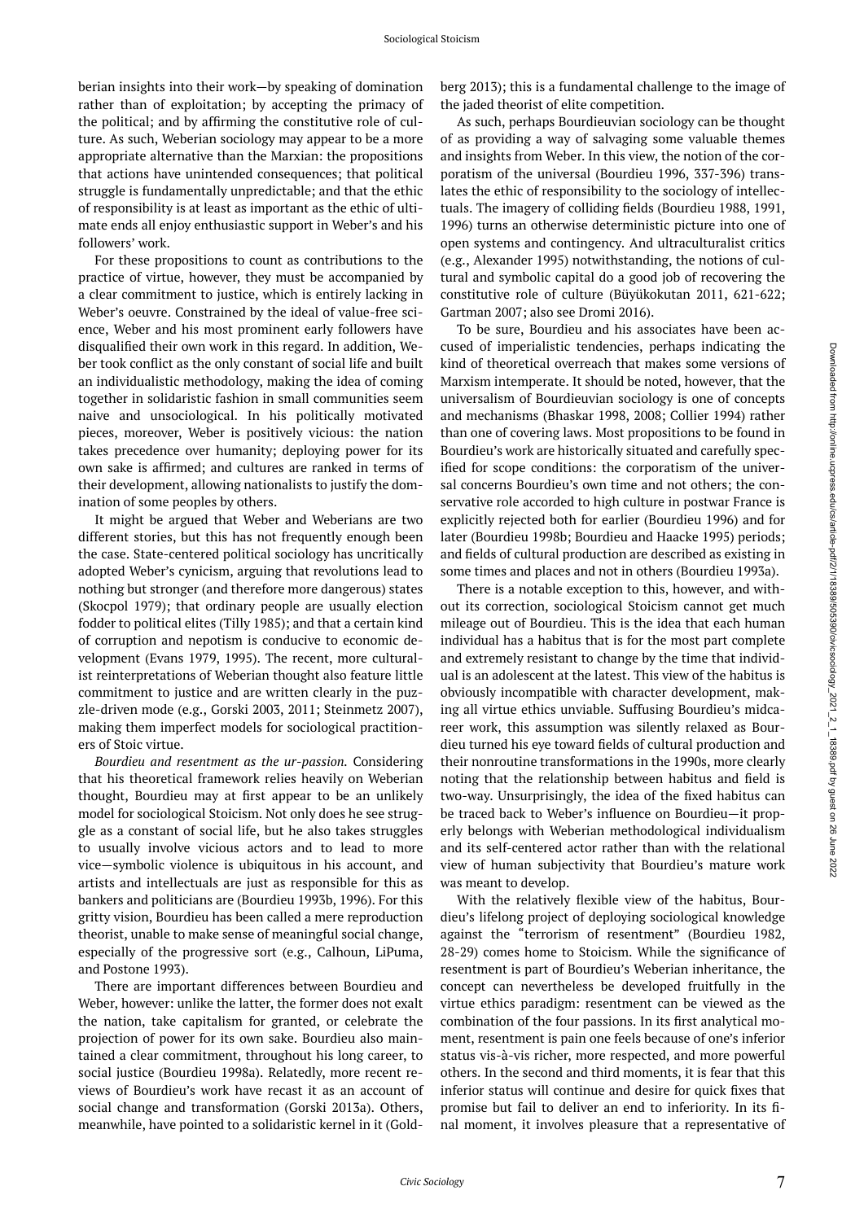berian insights into their work—by speaking of domination rather than of exploitation; by accepting the primacy of the political; and by affirming the constitutive role of culture. As such, Weberian sociology may appear to be a more appropriate alternative than the Marxian: the propositions that actions have unintended consequences; that political struggle is fundamentally unpredictable; and that the ethic of responsibility is at least as important as the ethic of ultimate ends all enjoy enthusiastic support in Weber's and his followers' work.

For these propositions to count as contributions to the practice of virtue, however, they must be accompanied by a clear commitment to justice, which is entirely lacking in Weber's oeuvre. Constrained by the ideal of value-free science, Weber and his most prominent early followers have disqualified their own work in this regard. In addition, Weber took conflict as the only constant of social life and built an individualistic methodology, making the idea of coming together in solidaristic fashion in small communities seem naive and unsociological. In his politically motivated pieces, moreover, Weber is positively vicious: the nation takes precedence over humanity; deploying power for its own sake is affirmed; and cultures are ranked in terms of their development, allowing nationalists to justify the domination of some peoples by others.

It might be argued that Weber and Weberians are two different stories, but this has not frequently enough been the case. State-centered political sociology has uncritically adopted Weber's cynicism, arguing that revolutions lead to nothing but stronger (and therefore more dangerous) states (Skocpol 1979); that ordinary people are usually election fodder to political elites (Tilly 1985); and that a certain kind of corruption and nepotism is conducive to economic development (Evans 1979, 1995). The recent, more culturalist reinterpretations of Weberian thought also feature little commitment to justice and are written clearly in the puzzle-driven mode (e.g., Gorski 2003, 2011; Steinmetz 2007), making them imperfect models for sociological practitioners of Stoic virtue.

*Bourdieu and resentment as the ur-passion.* Considering that his theoretical framework relies heavily on Weberian thought, Bourdieu may at first appear to be an unlikely model for sociological Stoicism. Not only does he see struggle as a constant of social life, but he also takes struggles to usually involve vicious actors and to lead to more vice—symbolic violence is ubiquitous in his account, and artists and intellectuals are just as responsible for this as bankers and politicians are (Bourdieu 1993b, 1996). For this gritty vision, Bourdieu has been called a mere reproduction theorist, unable to make sense of meaningful social change, especially of the progressive sort (e.g., Calhoun, LiPuma, and Postone 1993).

There are important differences between Bourdieu and Weber, however: unlike the latter, the former does not exalt the nation, take capitalism for granted, or celebrate the projection of power for its own sake. Bourdieu also maintained a clear commitment, throughout his long career, to social justice (Bourdieu 1998a). Relatedly, more recent reviews of Bourdieu's work have recast it as an account of social change and transformation (Gorski 2013a). Others, meanwhile, have pointed to a solidaristic kernel in it (Goldberg 2013); this is a fundamental challenge to the image of the jaded theorist of elite competition.

As such, perhaps Bourdieuvian sociology can be thought of as providing a way of salvaging some valuable themes and insights from Weber. In this view, the notion of the corporatism of the universal (Bourdieu 1996, 337-396) translates the ethic of responsibility to the sociology of intellectuals. The imagery of colliding fields (Bourdieu 1988, 1991, 1996) turns an otherwise deterministic picture into one of open systems and contingency. And ultraculturalist critics (e.g., Alexander 1995) notwithstanding, the notions of cultural and symbolic capital do a good job of recovering the constitutive role of culture (Büyükokutan 2011, 621-622; Gartman 2007; also see Dromi 2016).

To be sure, Bourdieu and his associates have been accused of imperialistic tendencies, perhaps indicating the kind of theoretical overreach that makes some versions of Marxism intemperate. It should be noted, however, that the universalism of Bourdieuvian sociology is one of concepts and mechanisms (Bhaskar 1998, 2008; Collier 1994) rather than one of covering laws. Most propositions to be found in Bourdieu's work are historically situated and carefully specified for scope conditions: the corporatism of the universal concerns Bourdieu's own time and not others; the conservative role accorded to high culture in postwar France is explicitly rejected both for earlier (Bourdieu 1996) and for later (Bourdieu 1998b; Bourdieu and Haacke 1995) periods; and fields of cultural production are described as existing in some times and places and not in others (Bourdieu 1993a).

There is a notable exception to this, however, and without its correction, sociological Stoicism cannot get much mileage out of Bourdieu. This is the idea that each human individual has a habitus that is for the most part complete and extremely resistant to change by the time that individual is an adolescent at the latest. This view of the habitus is obviously incompatible with character development, making all virtue ethics unviable. Suffusing Bourdieu's midcareer work, this assumption was silently relaxed as Bourdieu turned his eye toward fields of cultural production and their nonroutine transformations in the 1990s, more clearly noting that the relationship between habitus and field is two-way. Unsurprisingly, the idea of the fixed habitus can be traced back to Weber's influence on Bourdieu—it properly belongs with Weberian methodological individualism and its self-centered actor rather than with the relational view of human subjectivity that Bourdieu's mature work was meant to develop.

With the relatively flexible view of the habitus, Bourdieu's lifelong project of deploying sociological knowledge against the "terrorism of resentment" (Bourdieu 1982, 28-29) comes home to Stoicism. While the significance of resentment is part of Bourdieu's Weberian inheritance, the concept can nevertheless be developed fruitfully in the virtue ethics paradigm: resentment can be viewed as the combination of the four passions. In its first analytical moment, resentment is pain one feels because of one's inferior status vis-à-vis richer, more respected, and more powerful others. In the second and third moments, it is fear that this inferior status will continue and desire for quick fixes that promise but fail to deliver an end to inferiority. In its final moment, it involves pleasure that a representative of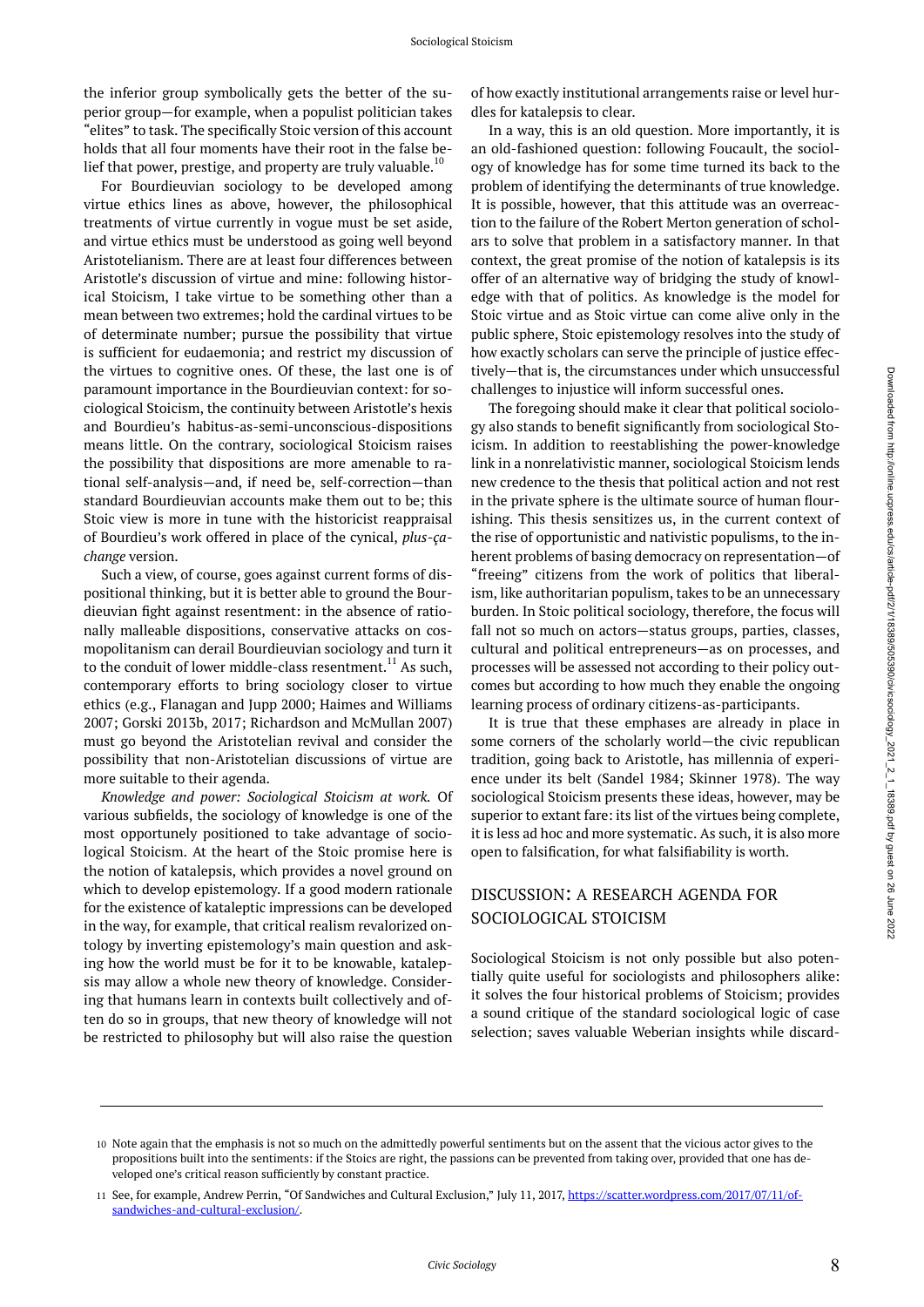the inferior group symbolically gets the better of the superior group—for example, when a populist politician takes "elites" to task. The specifically Stoic version of this account holds that all four moments have their root in the false belief that power, prestige, and property are truly valuable.[10]

For Bourdieuvian sociology to be developed among virtue ethics lines as above, however, the philosophical treatments of virtue currently in vogue must be set aside, and virtue ethics must be understood as going well beyond Aristotelianism. There are at least four differences between Aristotle's discussion of virtue and mine: following historical Stoicism, I take virtue to be something other than a mean between two extremes; hold the cardinal virtues to be of determinate number; pursue the possibility that virtue is sufficient for eudaemonia; and restrict my discussion of the virtues to cognitive ones. Of these, the last one is of paramount importance in the Bourdieuvian context: for sociological Stoicism, the continuity between Aristotle's hexis and Bourdieu's habitus-as-semi-unconscious-dispositions means little. On the contrary, sociological Stoicism raises the possibility that dispositions are more amenable to rational self-analysis—and, if need be, self-correction—than standard Bourdieuvian accounts make them out to be; this Stoic view is more in tune with the historicist reappraisal of Bourdieu's work offered in place of the cynical, *plus-ça-change* version.

Such a view, of course, goes against current forms of dispositional thinking, but it is better able to ground the Bourdieuvian fight against resentment: in the absence of rationally malleable dispositions, conservative attacks on cosmopolitanism can derail Bourdieuvian sociology and turn it to the conduit of lower middle-class resentment.[11] As such, contemporary efforts to bring sociology closer to virtue ethics (e.g., Flanagan and Jupp 2000; Haimes and Williams 2007; Gorski 2013b, 2017; Richardson and McMullan 2007) must go beyond the Aristotelian revival and consider the possibility that non-Aristotelian discussions of virtue are more suitable to their agenda.

*Knowledge and power: Sociological Stoicism at work.* Of various subfields, the sociology of knowledge is one of the most opportunely positioned to take advantage of sociological Stoicism. At the heart of the Stoic promise here is the notion of katalepsis, which provides a novel ground on which to develop epistemology. If a good modern rationale for the existence of kataleptic impressions can be developed in the way, for example, that critical realism revalorized ontology by inverting epistemology's main question and asking how the world must be for it to be knowable, katalepsis may allow a whole new theory of knowledge. Considering that humans learn in contexts built collectively and often do so in groups, that new theory of knowledge will not be restricted to philosophy but will also raise the question of how exactly institutional arrangements raise or level hurdles for katalepsis to clear.

In a way, this is an old question. More importantly, it is an old-fashioned question: following Foucault, the sociology of knowledge has for some time turned its back to the problem of identifying the determinants of true knowledge. It is possible, however, that this attitude was an overreaction to the failure of the Robert Merton generation of scholars to solve that problem in a satisfactory manner. In that context, the great promise of the notion of katalepsis is its offer of an alternative way of bridging the study of knowledge with that of politics. As knowledge is the model for Stoic virtue and as Stoic virtue can come alive only in the public sphere, Stoic epistemology resolves into the study of how exactly scholars can serve the principle of justice effectively—that is, the circumstances under which unsuccessful challenges to injustice will inform successful ones.

The foregoing should make it clear that political sociology also stands to benefit significantly from sociological Stoicism. In addition to reestablishing the power-knowledge link in a nonrelativistic manner, sociological Stoicism lends new credence to the thesis that political action and not rest in the private sphere is the ultimate source of human flourishing. This thesis sensitizes us, in the current context of the rise of opportunistic and nativistic populisms, to the inherent problems of basing democracy on representation—of "freeing" citizens from the work of politics that liberalism, like authoritarian populism, takes to be an unnecessary burden. In Stoic political sociology, therefore, the focus will fall not so much on actors—status groups, parties, classes, cultural and political entrepreneurs—as on processes, and processes will be assessed not according to their policy outcomes but according to how much they enable the ongoing learning process of ordinary citizens-as-participants.

It is true that these emphases are already in place in some corners of the scholarly world—the civic republican tradition, going back to Aristotle, has millennia of experience under its belt (Sandel 1984; Skinner 1978). The way sociological Stoicism presents these ideas, however, may be superior to extant fare: its list of the virtues being complete, it is less ad hoc and more systematic. As such, it is also more open to falsification, for what falsifiability is worth.

## DISCUSSION: A RESEARCH AGENDA FOR SOCIOLOGICAL STOICISM

Sociological Stoicism is not only possible but also potentially quite useful for sociologists and philosophers alike: it solves the four historical problems of Stoicism; provides a sound critique of the standard sociological logic of case selection; saves valuable Weberian insights while discard-

---

[10] Note again that the emphasis is not so much on the admittedly powerful sentiments but on the assent that the vicious actor gives to the propositions built into the sentiments: if the Stoics are right, the passions can be prevented from taking over, provided that one has developed one's critical reason sufficiently by constant practice.

[11] See, for example, Andrew Perrin, "Of Sandwiches and Cultural Exclusion," July 11, 2017, https://scatter.wordpress.com/2017/07/11/of-sandwiches-and-cultural-exclusion/.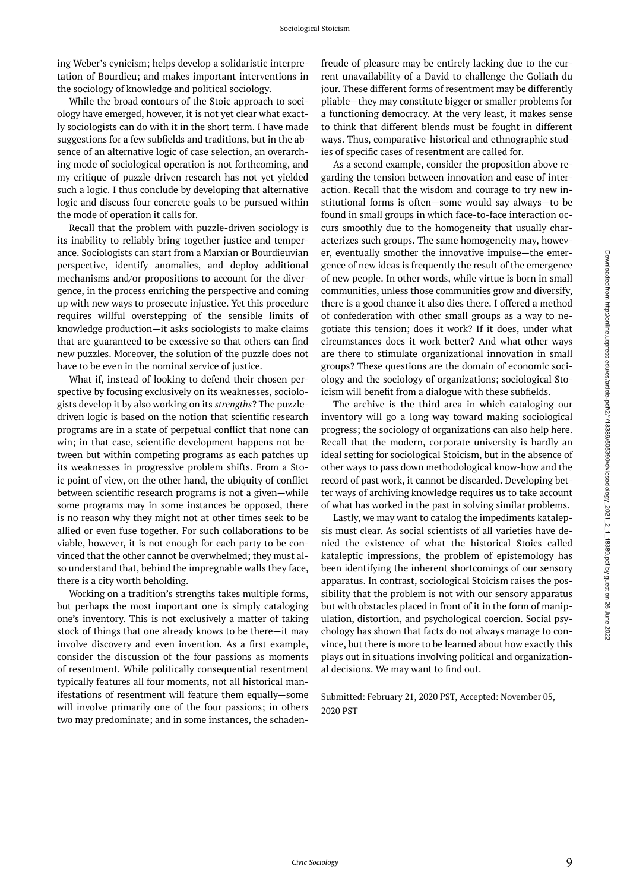ing Weber's cynicism; helps develop a solidaristic interpretation of Bourdieu; and makes important interventions in the sociology of knowledge and political sociology.

While the broad contours of the Stoic approach to sociology have emerged, however, it is not yet clear what exactly sociologists can do with it in the short term. I have made suggestions for a few subfields and traditions, but in the absence of an alternative logic of case selection, an overarching mode of sociological operation is not forthcoming, and my critique of puzzle-driven research has not yet yielded such a logic. I thus conclude by developing that alternative logic and discuss four concrete goals to be pursued within the mode of operation it calls for.

Recall that the problem with puzzle-driven sociology is its inability to reliably bring together justice and temperance. Sociologists can start from a Marxian or Bourdieuvian perspective, identify anomalies, and deploy additional mechanisms and/or propositions to account for the divergence, in the process enriching the perspective and coming up with new ways to prosecute injustice. Yet this procedure requires willful overstepping of the sensible limits of knowledge production—it asks sociologists to make claims that are guaranteed to be excessive so that others can find new puzzles. Moreover, the solution of the puzzle does not have to be even in the nominal service of justice.

What if, instead of looking to defend their chosen perspective by focusing exclusively on its weaknesses, sociologists develop it by also working on its *strengths*? The puzzle-driven logic is based on the notion that scientific research programs are in a state of perpetual conflict that none can win; in that case, scientific development happens not between but within competing programs as each patches up its weaknesses in progressive problem shifts. From a Stoic point of view, on the other hand, the ubiquity of conflict between scientific research programs is not a given—while some programs may in some instances be opposed, there is no reason why they might not at other times seek to be allied or even fuse together. For such collaborations to be viable, however, it is not enough for each party to be convinced that the other cannot be overwhelmed; they must also understand that, behind the impregnable walls they face, there is a city worth beholding.

Working on a tradition's strengths takes multiple forms, but perhaps the most important one is simply cataloging one's inventory. This is not exclusively a matter of taking stock of things that one already knows to be there—it may involve discovery and even invention. As a first example, consider the discussion of the four passions as moments of resentment. While politically consequential resentment typically features all four moments, not all historical manifestations of resentment will feature them equally—some will involve primarily one of the four passions; in others two may predominate; and in some instances, the schadenfreude of pleasure may be entirely lacking due to the current unavailability of a David to challenge the Goliath du jour. These different forms of resentment may be differently pliable—they may constitute bigger or smaller problems for a functioning democracy. At the very least, it makes sense to think that different blends must be fought in different ways. Thus, comparative-historical and ethnographic studies of specific cases of resentment are called for.

As a second example, consider the proposition above regarding the tension between innovation and ease of interaction. Recall that the wisdom and courage to try new institutional forms is often—some would say always—to be found in small groups in which face-to-face interaction occurs smoothly due to the homogeneity that usually characterizes such groups. The same homogeneity may, however, eventually smother the innovative impulse—the emergence of new ideas is frequently the result of the emergence of new people. In other words, while virtue is born in small communities, unless those communities grow and diversify, there is a good chance it also dies there. I offered a method of confederation with other small groups as a way to negotiate this tension; does it work? If it does, under what circumstances does it work better? And what other ways are there to stimulate organizational innovation in small groups? These questions are the domain of economic sociology and the sociology of organizations; sociological Stoicism will benefit from a dialogue with these subfields.

The archive is the third area in which cataloging our inventory will go a long way toward making sociological progress; the sociology of organizations can also help here. Recall that the modern, corporate university is hardly an ideal setting for sociological Stoicism, but in the absence of other ways to pass down methodological know-how and the record of past work, it cannot be discarded. Developing better ways of archiving knowledge requires us to take account of what has worked in the past in solving similar problems.

Lastly, we may want to catalog the impediments katalepsis must clear. As social scientists of all varieties have denied the existence of what the historical Stoics called kataleptic impressions, the problem of epistemology has been identifying the inherent shortcomings of our sensory apparatus. In contrast, sociological Stoicism raises the possibility that the problem is not with our sensory apparatus but with obstacles placed in front of it in the form of manipulation, distortion, and psychological coercion. Social psychology has shown that facts do not always manage to convince, but there is more to be learned about how exactly this plays out in situations involving political and organizational decisions. We may want to find out.

Submitted: February 21, 2020 PST, Accepted: November 05, 2020 PST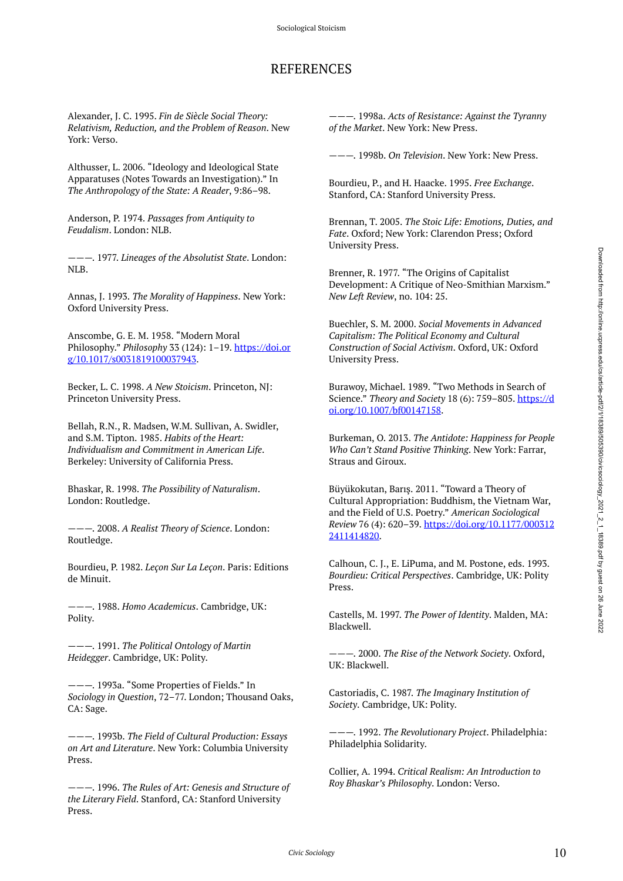# REFERENCES

Alexander, J. C. 1995. *Fin de Siècle Social Theory: Relativism, Reduction, and the Problem of Reason*. New York: Verso.

Althusser, L. 2006. "Ideology and Ideological State Apparatuses (Notes Towards an Investigation)." In *The Anthropology of the State: A Reader*, 9:86–98.

Anderson, P. 1974. *Passages from Antiquity to Feudalism*. London: NLB.

———. 1977. *Lineages of the Absolutist State*. London: NLB.

Annas, J. 1993. *The Morality of Happiness*. New York: Oxford University Press.

Anscombe, G. E. M. 1958. "Modern Moral Philosophy." *Philosophy* 33 (124): 1–19. https://doi.org/10.1017/s0031819100037943.

Becker, L. C. 1998. *A New Stoicism*. Princeton, NJ: Princeton University Press.

Bellah, R.N., R. Madsen, W.M. Sullivan, A. Swidler, and S.M. Tipton. 1985. *Habits of the Heart: Individualism and Commitment in American Life*. Berkeley: University of California Press.

Bhaskar, R. 1998. *The Possibility of Naturalism*. London: Routledge.

———. 2008. *A Realist Theory of Science*. London: Routledge.

Bourdieu, P. 1982. *Leçon Sur La Leçon*. Paris: Editions de Minuit.

———. 1988. *Homo Academicus*. Cambridge, UK: Polity.

———. 1991. *The Political Ontology of Martin Heidegger*. Cambridge, UK: Polity.

———. 1993a. "Some Properties of Fields." In *Sociology in Question*, 72–77. London; Thousand Oaks, CA: Sage.

———. 1993b. *The Field of Cultural Production: Essays on Art and Literature*. New York: Columbia University Press.

———. 1996. *The Rules of Art: Genesis and Structure of the Literary Field*. Stanford, CA: Stanford University Press.

———. 1998a. *Acts of Resistance: Against the Tyranny of the Market*. New York: New Press.

———. 1998b. *On Television*. New York: New Press.

Bourdieu, P., and H. Haacke. 1995. *Free Exchange*. Stanford, CA: Stanford University Press.

Brennan, T. 2005. *The Stoic Life: Emotions, Duties, and Fate*. Oxford; New York: Clarendon Press; Oxford University Press.

Brenner, R. 1977. "The Origins of Capitalist Development: A Critique of Neo-Smithian Marxism." *New Left Review*, no. 104: 25.

Buechler, S. M. 2000. *Social Movements in Advanced Capitalism: The Political Economy and Cultural Construction of Social Activism*. Oxford, UK: Oxford University Press.

Burawoy, Michael. 1989. "Two Methods in Search of Science." *Theory and Society* 18 (6): 759–805. https://doi.org/10.1007/bf00147158.

Burkeman, O. 2013. *The Antidote: Happiness for People Who Can't Stand Positive Thinking*. New York: Farrar, Straus and Giroux.

Büyükokutan, Barış. 2011. "Toward a Theory of Cultural Appropriation: Buddhism, the Vietnam War, and the Field of U.S. Poetry." *American Sociological Review* 76 (4): 620–39. https://doi.org/10.1177/0003122411414820.

Calhoun, C. J., E. LiPuma, and M. Postone, eds. 1993. *Bourdieu: Critical Perspectives*. Cambridge, UK: Polity Press.

Castells, M. 1997. *The Power of Identity*. Malden, MA: Blackwell.

———. 2000. *The Rise of the Network Society*. Oxford, UK: Blackwell.

Castoriadis, C. 1987. *The Imaginary Institution of Society*. Cambridge, UK: Polity.

———. 1992. *The Revolutionary Project*. Philadelphia: Philadelphia Solidarity.

Collier, A. 1994. *Critical Realism: An Introduction to Roy Bhaskar's Philosophy*. London: Verso.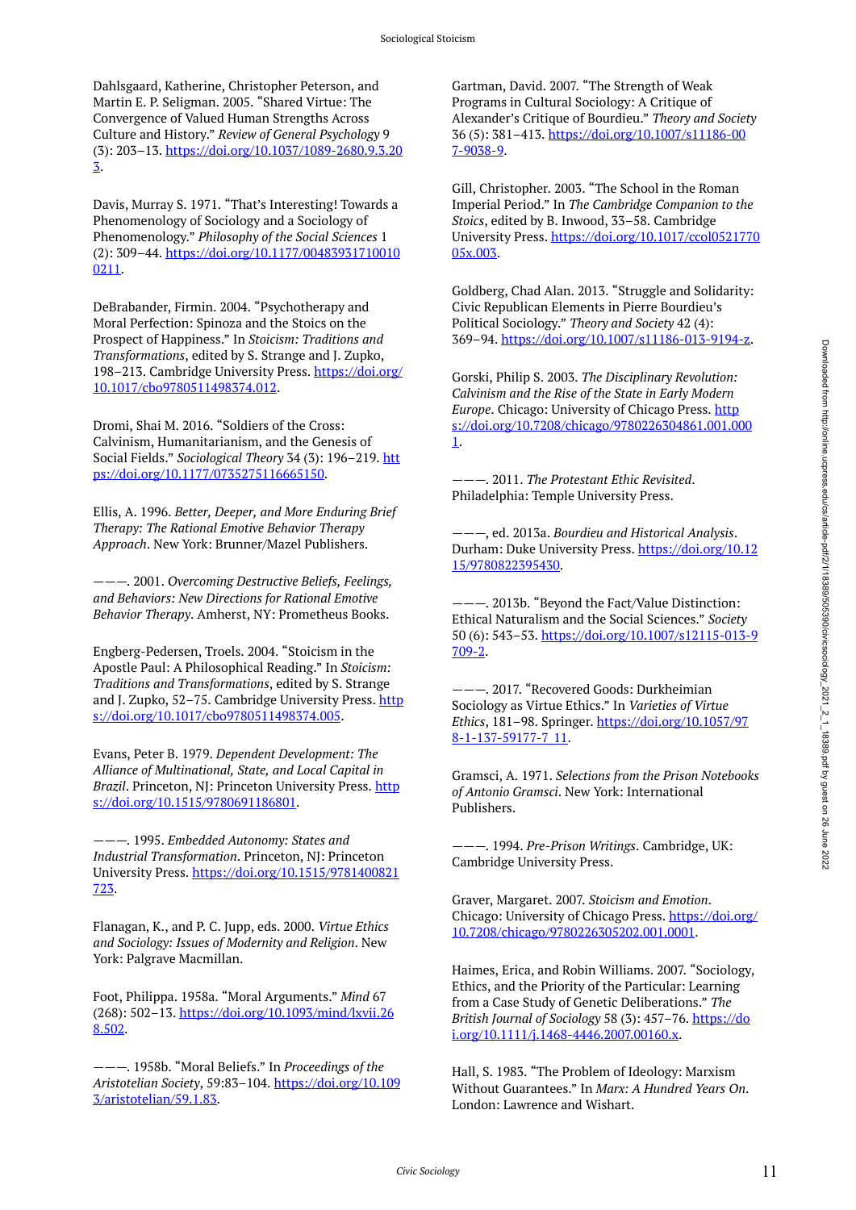Dahlsgaard, Katherine, Christopher Peterson, and Martin E. P. Seligman. 2005. "Shared Virtue: The Convergence of Valued Human Strengths Across Culture and History." *Review of General Psychology* 9 (3): 203–13. https://doi.org/10.1037/1089-2680.9.3.203.

Davis, Murray S. 1971. "That's Interesting! Towards a Phenomenology of Sociology and a Sociology of Phenomenology." *Philosophy of the Social Sciences* 1 (2): 309–44. https://doi.org/10.1177/004839317100100211.

DeBrabander, Firmin. 2004. "Psychotherapy and Moral Perfection: Spinoza and the Stoics on the Prospect of Happiness." In *Stoicism: Traditions and Transformations*, edited by S. Strange and J. Zupko, 198–213. Cambridge University Press. https://doi.org/10.1017/cbo9780511498374.012.

Dromi, Shai M. 2016. "Soldiers of the Cross: Calvinism, Humanitarianism, and the Genesis of Social Fields." *Sociological Theory* 34 (3): 196–219. https://doi.org/10.1177/0735275116665150.

Ellis, A. 1996. *Better, Deeper, and More Enduring Brief Therapy: The Rational Emotive Behavior Therapy Approach*. New York: Brunner/Mazel Publishers.

———. 2001. *Overcoming Destructive Beliefs, Feelings, and Behaviors: New Directions for Rational Emotive Behavior Therapy*. Amherst, NY: Prometheus Books.

Engberg-Pedersen, Troels. 2004. "Stoicism in the Apostle Paul: A Philosophical Reading." In *Stoicism: Traditions and Transformations*, edited by S. Strange and J. Zupko, 52–75. Cambridge University Press. https://doi.org/10.1017/cbo9780511498374.005.

Evans, Peter B. 1979. *Dependent Development: The Alliance of Multinational, State, and Local Capital in Brazil*. Princeton, NJ: Princeton University Press. https://doi.org/10.1515/9780691186801.

———. 1995. *Embedded Autonomy: States and Industrial Transformation*. Princeton, NJ: Princeton University Press. https://doi.org/10.1515/9781400821723.

Flanagan, K., and P. C. Jupp, eds. 2000. *Virtue Ethics and Sociology: Issues of Modernity and Religion*. New York: Palgrave Macmillan.

Foot, Philippa. 1958a. "Moral Arguments." *Mind* 67 (268): 502–13. https://doi.org/10.1093/mind/lxvii.268.502.

———. 1958b. "Moral Beliefs." In *Proceedings of the Aristotelian Society*, 59:83–104. https://doi.org/10.1093/aristotelian/59.1.83.

Gartman, David. 2007. "The Strength of Weak Programs in Cultural Sociology: A Critique of Alexander's Critique of Bourdieu." *Theory and Society* 36 (5): 381–413. https://doi.org/10.1007/s11186-007-9038-9.

Gill, Christopher. 2003. "The School in the Roman Imperial Period." In *The Cambridge Companion to the Stoics*, edited by B. Inwood, 33–58. Cambridge University Press. https://doi.org/10.1017/ccol052177005x.003.

Goldberg, Chad Alan. 2013. "Struggle and Solidarity: Civic Republican Elements in Pierre Bourdieu's Political Sociology." *Theory and Society* 42 (4): 369–94. https://doi.org/10.1007/s11186-013-9194-z.

Gorski, Philip S. 2003. *The Disciplinary Revolution: Calvinism and the Rise of the State in Early Modern Europe*. Chicago: University of Chicago Press. https://doi.org/10.7208/chicago/9780226304861.001.0001.

———. 2011. *The Protestant Ethic Revisited*. Philadelphia: Temple University Press.

———, ed. 2013a. *Bourdieu and Historical Analysis*. Durham: Duke University Press. https://doi.org/10.1215/9780822395430.

———. 2013b. "Beyond the Fact/Value Distinction: Ethical Naturalism and the Social Sciences." *Society* 50 (6): 543–53. https://doi.org/10.1007/s12115-013-9709-2.

———. 2017. "Recovered Goods: Durkheimian Sociology as Virtue Ethics." In *Varieties of Virtue Ethics*, 181–98. Springer. https://doi.org/10.1057/978-1-137-59177-7_11.

Gramsci, A. 1971. *Selections from the Prison Notebooks of Antonio Gramsci*. New York: International Publishers.

———. 1994. *Pre-Prison Writings*. Cambridge, UK: Cambridge University Press.

Graver, Margaret. 2007. *Stoicism and Emotion*. Chicago: University of Chicago Press. https://doi.org/10.7208/chicago/9780226305202.001.0001.

Haimes, Erica, and Robin Williams. 2007. "Sociology, Ethics, and the Priority of the Particular: Learning from a Case Study of Genetic Deliberations." *The British Journal of Sociology* 58 (3): 457–76. https://doi.org/10.1111/j.1468-4446.2007.00160.x.

Hall, S. 1983. "The Problem of Ideology: Marxism Without Guarantees." In *Marx: A Hundred Years On*. London: Lawrence and Wishart.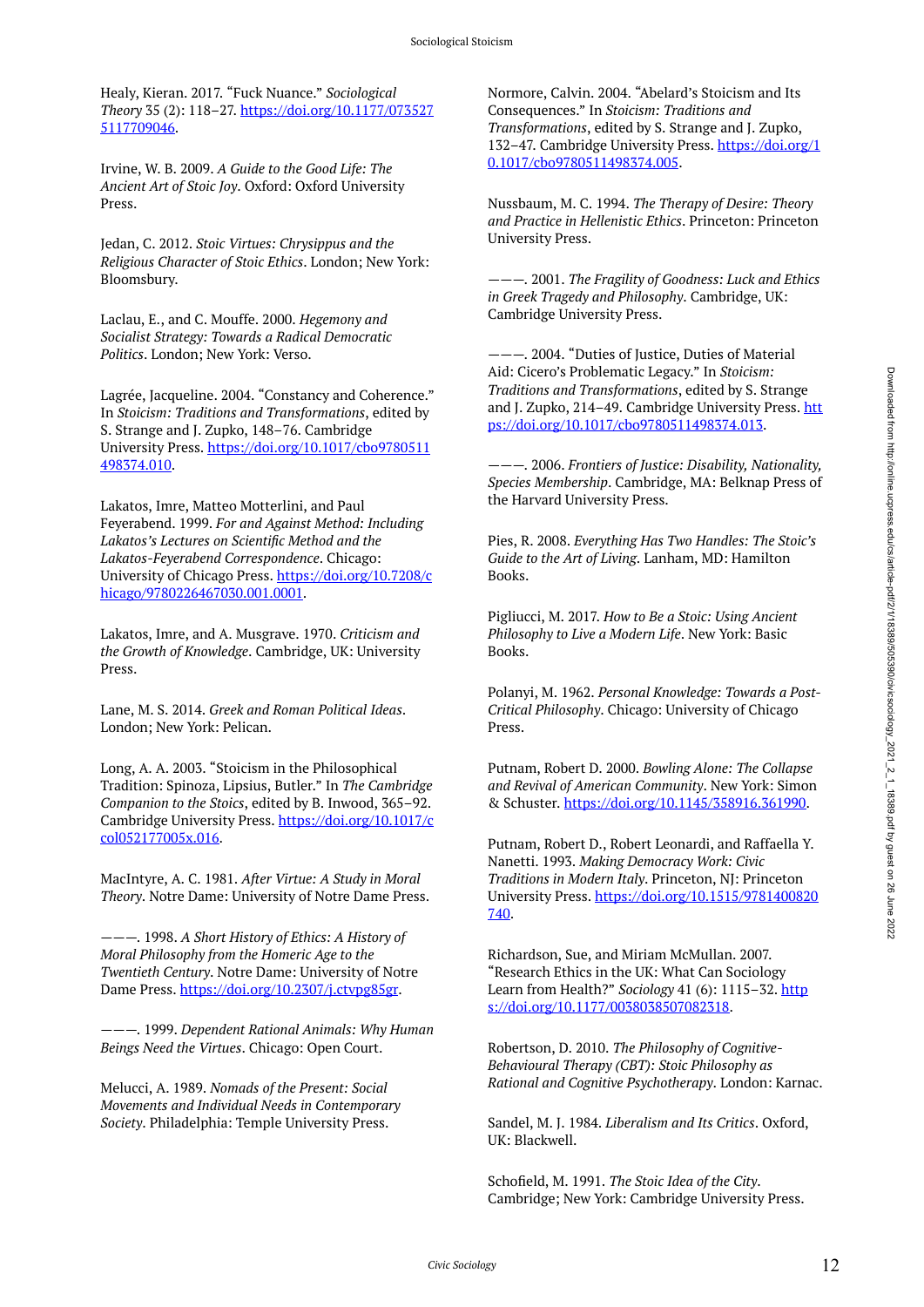Healy, Kieran. 2017. "Fuck Nuance." *Sociological Theory* 35 (2): 118–27. https://doi.org/10.1177/0735275117709046.

Irvine, W. B. 2009. *A Guide to the Good Life: The Ancient Art of Stoic Joy*. Oxford: Oxford University Press.

Jedan, C. 2012. *Stoic Virtues: Chrysippus and the Religious Character of Stoic Ethics*. London; New York: Bloomsbury.

Laclau, E., and C. Mouffe. 2000. *Hegemony and Socialist Strategy: Towards a Radical Democratic Politics*. London; New York: Verso.

Lagrée, Jacqueline. 2004. "Constancy and Coherence." In *Stoicism: Traditions and Transformations*, edited by S. Strange and J. Zupko, 148–76. Cambridge University Press. https://doi.org/10.1017/cbo9780511498374.010.

Lakatos, Imre, Matteo Motterlini, and Paul Feyerabend. 1999. *For and Against Method: Including Lakatos's Lectures on Scientific Method and the Lakatos-Feyerabend Correspondence*. Chicago: University of Chicago Press. https://doi.org/10.7208/chicago/9780226467030.001.0001.

Lakatos, Imre, and A. Musgrave. 1970. *Criticism and the Growth of Knowledge*. Cambridge, UK: University Press.

Lane, M. S. 2014. *Greek and Roman Political Ideas*. London; New York: Pelican.

Long, A. A. 2003. "Stoicism in the Philosophical Tradition: Spinoza, Lipsius, Butler." In *The Cambridge Companion to the Stoics*, edited by B. Inwood, 365–92. Cambridge University Press. https://doi.org/10.1017/ccol052177005x.016.

MacIntyre, A. C. 1981. *After Virtue: A Study in Moral Theory*. Notre Dame: University of Notre Dame Press.

———. 1998. *A Short History of Ethics: A History of Moral Philosophy from the Homeric Age to the Twentieth Century*. Notre Dame: University of Notre Dame Press. https://doi.org/10.2307/j.ctvpg85gr.

———. 1999. *Dependent Rational Animals: Why Human Beings Need the Virtues*. Chicago: Open Court.

Melucci, A. 1989. *Nomads of the Present: Social Movements and Individual Needs in Contemporary Society*. Philadelphia: Temple University Press.

Normore, Calvin. 2004. "Abelard's Stoicism and Its Consequences." In *Stoicism: Traditions and Transformations*, edited by S. Strange and J. Zupko, 132–47. Cambridge University Press. https://doi.org/10.1017/cbo9780511498374.005.

Nussbaum, M. C. 1994. *The Therapy of Desire: Theory and Practice in Hellenistic Ethics*. Princeton: Princeton University Press.

———. 2001. *The Fragility of Goodness: Luck and Ethics in Greek Tragedy and Philosophy*. Cambridge, UK: Cambridge University Press.

———. 2004. "Duties of Justice, Duties of Material Aid: Cicero's Problematic Legacy." In *Stoicism: Traditions and Transformations*, edited by S. Strange and J. Zupko, 214–49. Cambridge University Press. https://doi.org/10.1017/cbo9780511498374.013.

———. 2006. *Frontiers of Justice: Disability, Nationality, Species Membership*. Cambridge, MA: Belknap Press of the Harvard University Press.

Pies, R. 2008. *Everything Has Two Handles: The Stoic's Guide to the Art of Living*. Lanham, MD: Hamilton Books.

Pigliucci, M. 2017. *How to Be a Stoic: Using Ancient Philosophy to Live a Modern Life*. New York: Basic Books.

Polanyi, M. 1962. *Personal Knowledge: Towards a Post-Critical Philosophy*. Chicago: University of Chicago Press.

Putnam, Robert D. 2000. *Bowling Alone: The Collapse and Revival of American Community*. New York: Simon & Schuster. https://doi.org/10.1145/358916.361990.

Putnam, Robert D., Robert Leonardi, and Raffaella Y. Nanetti. 1993. *Making Democracy Work: Civic Traditions in Modern Italy*. Princeton, NJ: Princeton University Press. https://doi.org/10.1515/9781400820740.

Richardson, Sue, and Miriam McMullan. 2007. "Research Ethics in the UK: What Can Sociology Learn from Health?" *Sociology* 41 (6): 1115–32. https://doi.org/10.1177/0038038507082318.

Robertson, D. 2010. *The Philosophy of Cognitive-Behavioural Therapy (CBT): Stoic Philosophy as Rational and Cognitive Psychotherapy*. London: Karnac.

Sandel, M. J. 1984. *Liberalism and Its Critics*. Oxford, UK: Blackwell.

Schofield, M. 1991. *The Stoic Idea of the City*. Cambridge; New York: Cambridge University Press.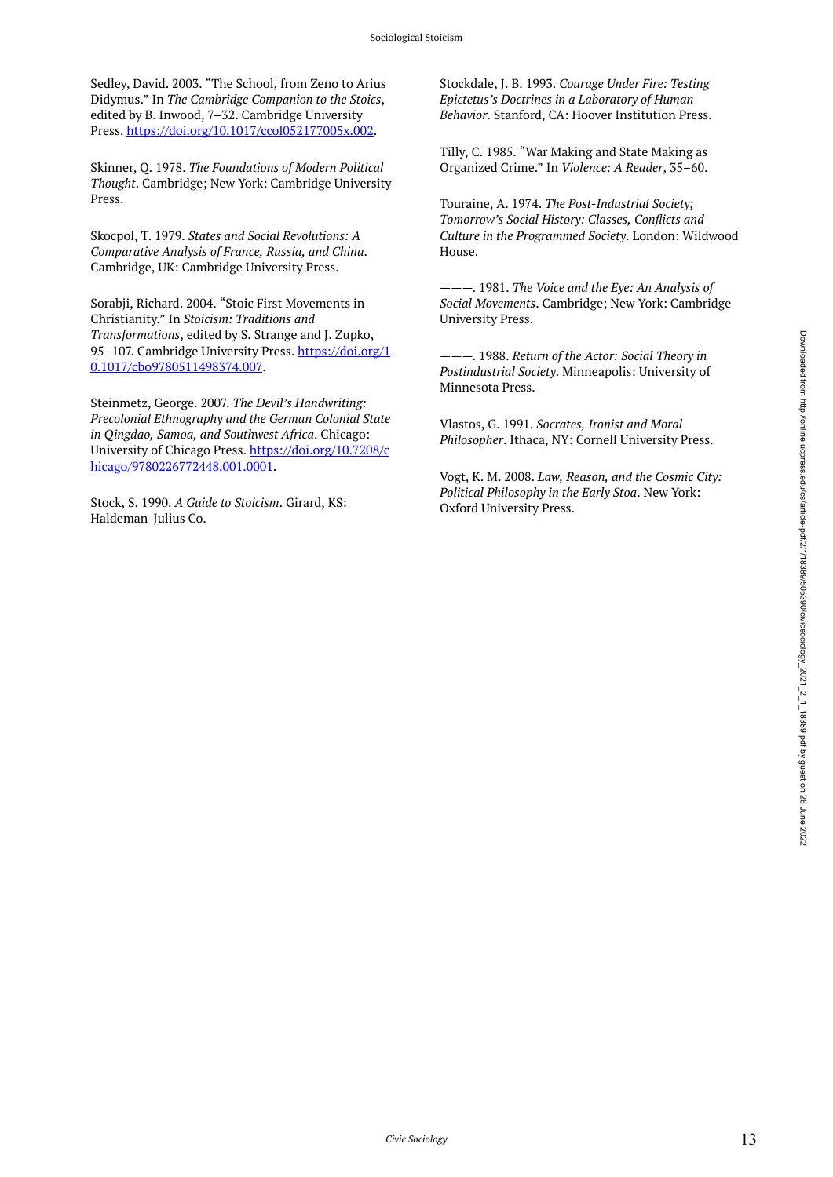Sedley, David. 2003. "The School, from Zeno to Arius Didymus." In *The Cambridge Companion to the Stoics*, edited by B. Inwood, 7–32. Cambridge University Press. https://doi.org/10.1017/ccol052177005x.002.

Skinner, Q. 1978. *The Foundations of Modern Political Thought*. Cambridge; New York: Cambridge University Press.

Skocpol, T. 1979. *States and Social Revolutions: A Comparative Analysis of France, Russia, and China*. Cambridge, UK: Cambridge University Press.

Sorabji, Richard. 2004. "Stoic First Movements in Christianity." In *Stoicism: Traditions and Transformations*, edited by S. Strange and J. Zupko, 95–107. Cambridge University Press. https://doi.org/10.1017/cbo9780511498374.007.

Steinmetz, George. 2007. *The Devil's Handwriting: Precolonial Ethnography and the German Colonial State in Qingdao, Samoa, and Southwest Africa*. Chicago: University of Chicago Press. https://doi.org/10.7208/chicago/9780226772448.001.0001.

Stock, S. 1990. *A Guide to Stoicism*. Girard, KS: Haldeman-Julius Co.

Stockdale, J. B. 1993. *Courage Under Fire: Testing Epictetus's Doctrines in a Laboratory of Human Behavior*. Stanford, CA: Hoover Institution Press.

Tilly, C. 1985. "War Making and State Making as Organized Crime." In *Violence: A Reader*, 35–60.

Touraine, A. 1974. *The Post-Industrial Society; Tomorrow's Social History: Classes, Conflicts and Culture in the Programmed Society*. London: Wildwood House.

———. 1981. *The Voice and the Eye: An Analysis of Social Movements*. Cambridge; New York: Cambridge University Press.

———. 1988. *Return of the Actor: Social Theory in Postindustrial Society*. Minneapolis: University of Minnesota Press.

Vlastos, G. 1991. *Socrates, Ironist and Moral Philosopher*. Ithaca, NY: Cornell University Press.

Vogt, K. M. 2008. *Law, Reason, and the Cosmic City: Political Philosophy in the Early Stoa*. New York: Oxford University Press.